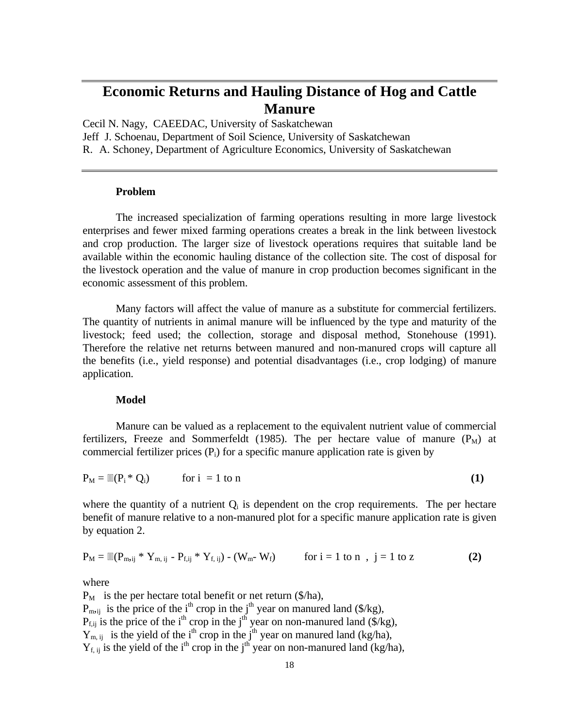# Economic Returns and Hauling Distance of Hog and Cattle Manure

Cecil N. Nagy, CAEEDAC, University of Saskatchewan
Jeff J. Schoenau, Department of Soil Science, University of Saskatchewan
R. A. Schoney, Department of Agriculture Economics, University of Saskatchewan

### Problem

The increased specialization of farming operations resulting in more large livestock enterprises and fewer mixed farming operations creates a break in the link between livestock and crop production. The larger size of livestock operations requires that suitable land be available within the economic hauling distance of the collection site. The cost of disposal for the livestock operation and the value of manure in crop production becomes significant in the economic assessment of this problem.

Many factors will affect the value of manure as a substitute for commercial fertilizers. The quantity of nutrients in animal manure will be influenced by the type and maturity of the livestock; feed used; the collection, storage and disposal method, Stonehouse (1991). Therefore the relative net returns between manured and non-manured crops will capture all the benefits (i.e., yield response) and potential disadvantages (i.e., crop lodging) of manure application.

### Model

Manure can be valued as a replacement to the equivalent nutrient value of commercial fertilizers, Freeze and Sommerfeldt (1985). The per hectare value of manure ($P_M$) at commercial fertilizer prices ($P_i$) for a specific manure application rate is given by

$$P_M = \sum(P_i * Q_i) \qquad \text{for } i = 1 \text{ to } n \qquad \textbf{(1)}$$

where the quantity of a nutrient $Q_i$ is dependent on the crop requirements. The per hectare benefit of manure relative to a non-manured plot for a specific manure application rate is given by equation 2.

$$P_M = \sum(P_{m,ij} * Y_{m,ij} - P_{f,ij} * Y_{f,ij}) - (W_m - W_f) \qquad \text{for } i = 1 \text{ to } n \text{ , } j = 1 \text{ to } z \qquad \textbf{(2)}$$

where

$P_M$ is the per hectare total benefit or net return ($/ha),
$P_{m,ij}$ is the price of the $i^{th}$ crop in the $j^{th}$ year on manured land ($/kg),
$P_{f,ij}$ is the price of the $i^{th}$ crop in the $j^{th}$ year on non-manured land ($/kg),
$Y_{m,ij}$ is the yield of the $i^{th}$ crop in the $j^{th}$ year on manured land (kg/ha),
$Y_{f,ij}$ is the yield of the $i^{th}$ crop in the $j^{th}$ year on non-manured land (kg/ha),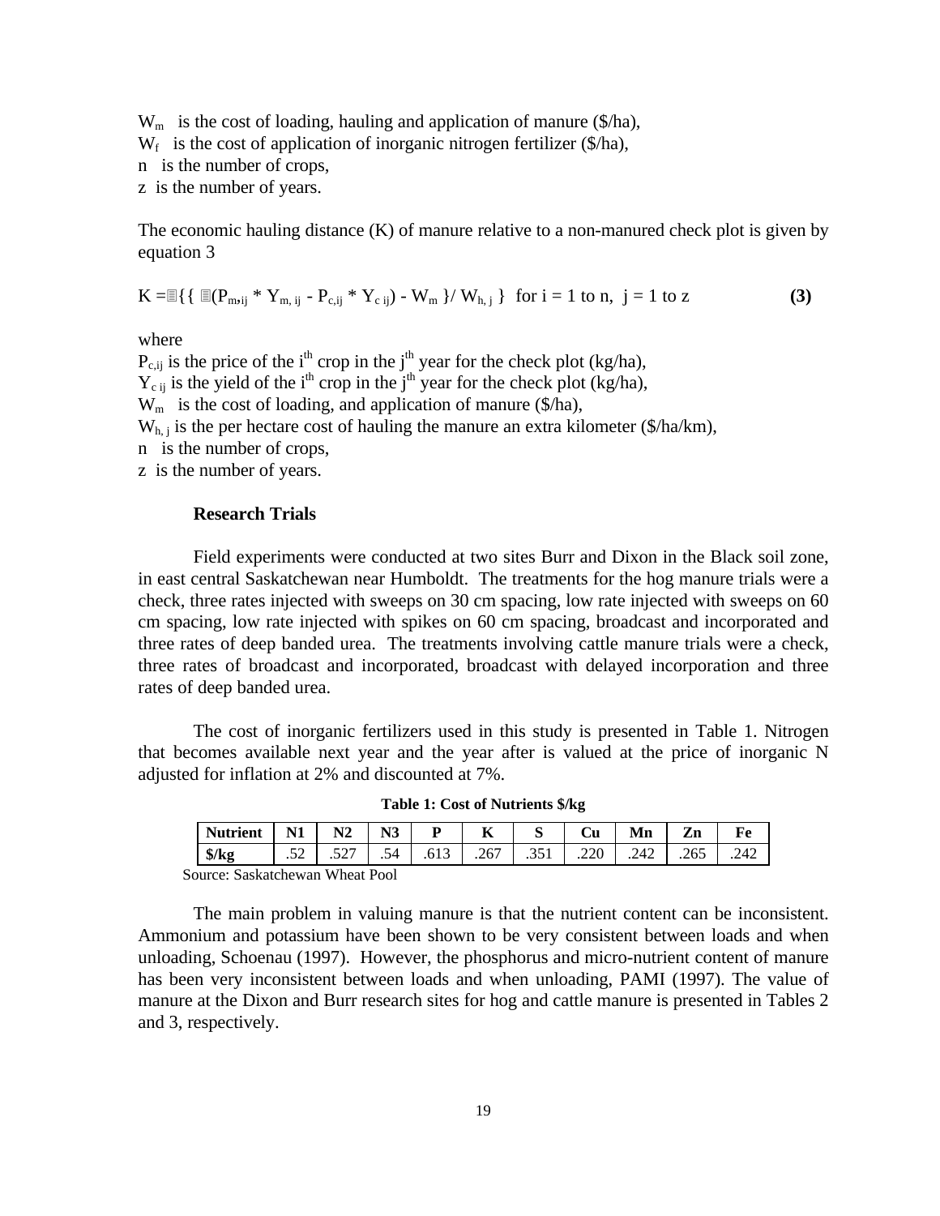$W_m$ is the cost of loading, hauling and application of manure ($/ha),
$W_f$ is the cost of application of inorganic nitrogen fertilizer ($/ha),
n is the number of crops,
z is the number of years.

The economic hauling distance (K) of manure relative to a non-managed check plot is given by equation 3

$$K = \Sigma \{ \{ \Sigma (P_{m,ij} * Y_{m,ij} - P_{c,ij} * Y_{c\,ij}) - W_m \} / W_{h,j} \} \quad \text{for } i = 1 \text{ to } n,\ j = 1 \text{ to } z \qquad \textbf{(3)}$$

where
$P_{c,ij}$ is the price of the $i^{th}$ crop in the $j^{th}$ year for the check plot (kg/ha),
$Y_{c\,ij}$ is the yield of the $i^{th}$ crop in the $j^{th}$ year for the check plot (kg/ha),
$W_m$ is the cost of loading, and application of manure ($/ha),
$W_{h,j}$ is the per hectare cost of hauling the manure an extra kilometer ($/ha/km),
n is the number of crops,
z is the number of years.

### Research Trials

Field experiments were conducted at two sites Burr and Dixon in the Black soil zone, in east central Saskatchewan near Humboldt. The treatments for the hog manure trials were a check, three rates injected with sweeps on 30 cm spacing, low rate injected with sweeps on 60 cm spacing, low rate injected with spikes on 60 cm spacing, broadcast and incorporated and three rates of deep banded urea. The treatments involving cattle manure trials were a check, three rates of broadcast and incorporated, broadcast with delayed incorporation and three rates of deep banded urea.

The cost of inorganic fertilizers used in this study is presented in Table 1. Nitrogen that becomes available next year and the year after is valued at the price of inorganic N adjusted for inflation at 2% and discounted at 7%.

**Table 1: Cost of Nutrients $/kg**

| Nutrient | N1 | N2 | N3 | P | K | S | Cu | Mn | Zn | Fe |
|---|---|---|---|---|---|---|---|---|---|---|
| $/kg | .52 | .527 | .54 | .613 | .267 | .351 | .220 | .242 | .265 | .242 |

Source: Saskatchewan Wheat Pool

The main problem in valuing manure is that the nutrient content can be inconsistent. Ammonium and potassium have been shown to be very consistent between loads and when unloading, Schoenau (1997). However, the phosphorus and micro-nutrient content of manure has been very inconsistent between loads and when unloading, PAMI (1997). The value of manure at the Dixon and Burr research sites for hog and cattle manure is presented in Tables 2 and 3, respectively.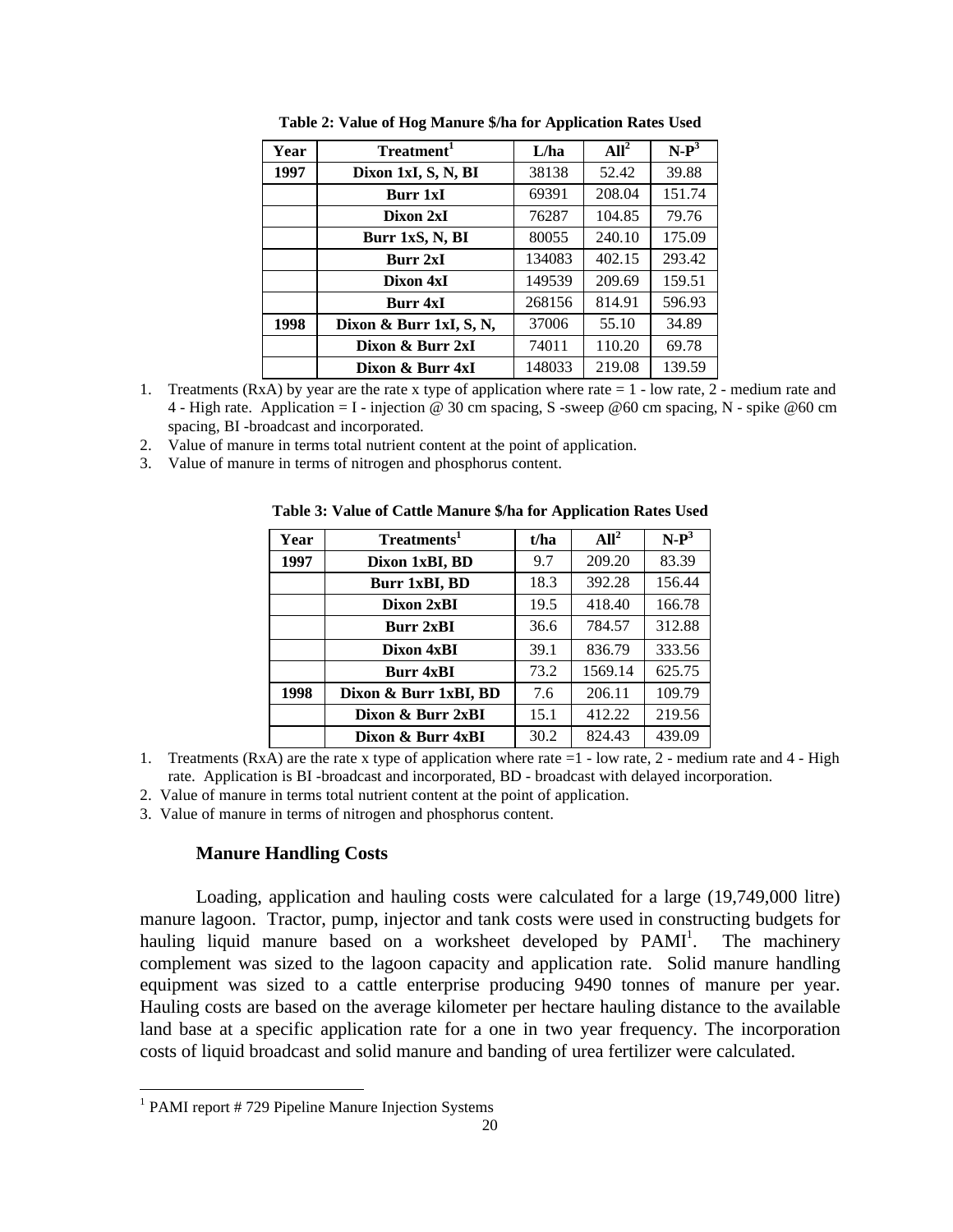**Table 2: Value of Hog Manure $/ha for Application Rates Used**

| Year | Treatment[1] | L/ha | All[2] | N-P[3] |
|---|---|---|---|---|
| 1997 | Dixon 1xI, S, N, BI | 38138 | 52.42 | 39.88 |
| | Burr 1xI | 69391 | 208.04 | 151.74 |
| | Dixon 2xI | 76287 | 104.85 | 79.76 |
| | Burr 1xS, N, BI | 80055 | 240.10 | 175.09 |
| | Burr 2xI | 134083 | 402.15 | 293.42 |
| | Dixon 4xI | 149539 | 209.69 | 159.51 |
| | Burr 4xI | 268156 | 814.91 | 596.93 |
| 1998 | Dixon & Burr 1xI, S, N, | 37006 | 55.10 | 34.89 |
| | Dixon & Burr 2xI | 74011 | 110.20 | 69.78 |
| | Dixon & Burr 4xI | 148033 | 219.08 | 139.59 |

1. Treatments (RxA) by year are the rate x type of application where rate = 1 - low rate, 2 - medium rate and 4 - High rate. Application = I - injection @ 30 cm spacing, S -sweep @60 cm spacing, N - spike @60 cm spacing, BI -broadcast and incorporated.
2. Value of manure in terms total nutrient content at the point of application.
3. Value of manure in terms of nitrogen and phosphorus content.

**Table 3: Value of Cattle Manure $/ha for Application Rates Used**

| Year | Treatments[1] | t/ha | All[2] | N-P[3] |
|---|---|---|---|---|
| 1997 | Dixon 1xBI, BD | 9.7 | 209.20 | 83.39 |
| | Burr 1xBI, BD | 18.3 | 392.28 | 156.44 |
| | Dixon 2xBI | 19.5 | 418.40 | 166.78 |
| | Burr 2xBI | 36.6 | 784.57 | 312.88 |
| | Dixon 4xBI | 39.1 | 836.79 | 333.56 |
| | Burr 4xBI | 73.2 | 1569.14 | 625.75 |
| 1998 | Dixon & Burr 1xBI, BD | 7.6 | 206.11 | 109.79 |
| | Dixon & Burr 2xBI | 15.1 | 412.22 | 219.56 |
| | Dixon & Burr 4xBI | 30.2 | 824.43 | 439.09 |

1. Treatments (RxA) are the rate x type of application where rate =1 - low rate, 2 - medium rate and 4 - High rate. Application is BI -broadcast and incorporated, BD - broadcast with delayed incorporation.
2. Value of manure in terms total nutrient content at the point of application.
3. Value of manure in terms of nitrogen and phosphorus content.

### Manure Handling Costs

Loading, application and hauling costs were calculated for a large (19,749,000 litre) manure lagoon. Tractor, pump, injector and tank costs were used in constructing budgets for hauling liquid manure based on a worksheet developed by PAMI[1]. The machinery complement was sized to the lagoon capacity and application rate. Solid manure handling equipment was sized to a cattle enterprise producing 9490 tonnes of manure per year. Hauling costs are based on the average kilometer per hectare hauling distance to the available land base at a specific application rate for a one in two year frequency. The incorporation costs of liquid broadcast and solid manure and banding of urea fertilizer were calculated.

[1] PAMI report # 729 Pipeline Manure Injection Systems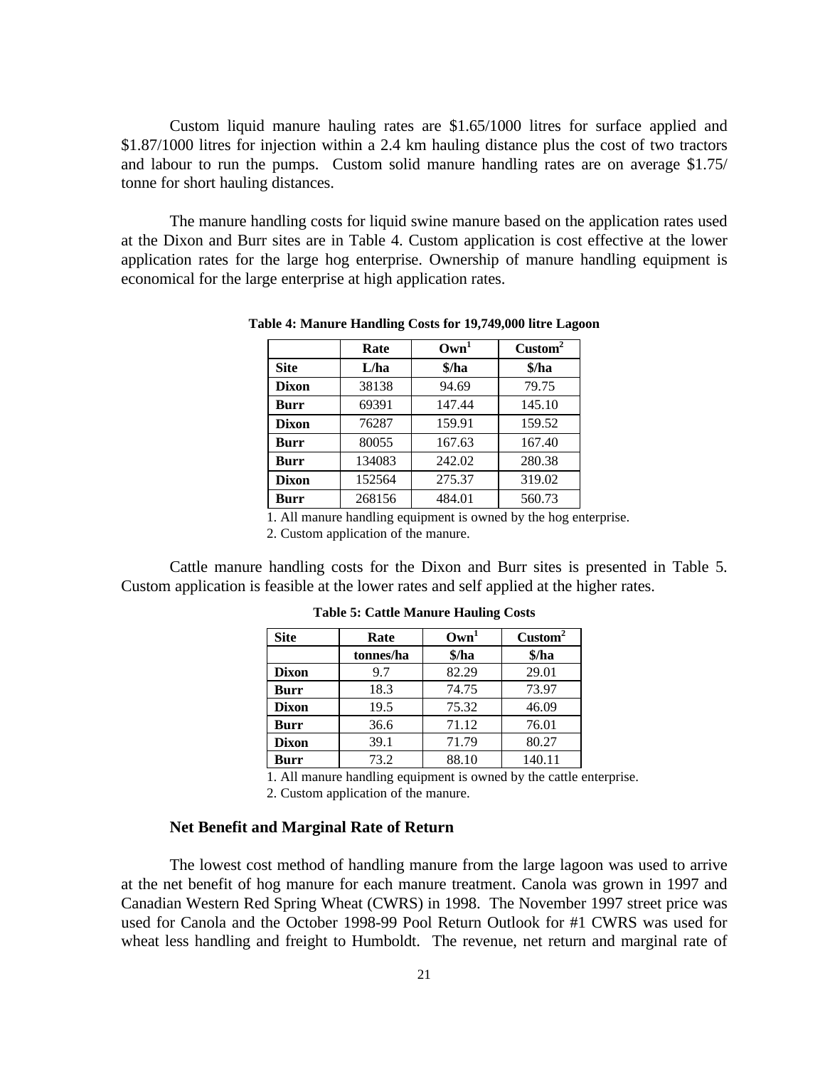Custom liquid manure hauling rates are \$1.65/1000 litres for surface applied and \$1.87/1000 litres for injection within a 2.4 km hauling distance plus the cost of two tractors and labour to run the pumps. Custom solid manure handling rates are on average \$1.75/ tonne for short hauling distances.

The manure handling costs for liquid swine manure based on the application rates used at the Dixon and Burr sites are in Table 4. Custom application is cost effective at the lower application rates for the large hog enterprise. Ownership of manure handling equipment is economical for the large enterprise at high application rates.

**Table 4: Manure Handling Costs for 19,749,000 litre Lagoon**

| | Rate | Own[1] | Custom[2] |
|---|---|---|---|
| **Site** | **L/ha** | **\$/ha** | **\$/ha** |
| **Dixon** | 38138 | 94.69 | 79.75 |
| **Burr** | 69391 | 147.44 | 145.10 |
| **Dixon** | 76287 | 159.91 | 159.52 |
| **Burr** | 80055 | 167.63 | 167.40 |
| **Burr** | 134083 | 242.02 | 280.38 |
| **Dixon** | 152564 | 275.37 | 319.02 |
| **Burr** | 268156 | 484.01 | 560.73 |

1. All manure handling equipment is owned by the hog enterprise.
2. Custom application of the manure.

Cattle manure handling costs for the Dixon and Burr sites is presented in Table 5. Custom application is feasible at the lower rates and self applied at the higher rates.

**Table 5: Cattle Manure Hauling Costs**

| Site | Rate | Own[1] | Custom[2] |
|---|---|---|---|
| | **tonnes/ha** | **\$/ha** | **\$/ha** |
| **Dixon** | 9.7 | 82.29 | 29.01 |
| **Burr** | 18.3 | 74.75 | 73.97 |
| **Dixon** | 19.5 | 75.32 | 46.09 |
| **Burr** | 36.6 | 71.12 | 76.01 |
| **Dixon** | 39.1 | 71.79 | 80.27 |
| **Burr** | 73.2 | 88.10 | 140.11 |

1. All manure handling equipment is owned by the cattle enterprise.
2. Custom application of the manure.

### Net Benefit and Marginal Rate of Return

The lowest cost method of handling manure from the large lagoon was used to arrive at the net benefit of hog manure for each manure treatment. Canola was grown in 1997 and Canadian Western Red Spring Wheat (CWRS) in 1998. The November 1997 street price was used for Canola and the October 1998-99 Pool Return Outlook for #1 CWRS was used for wheat less handling and freight to Humboldt. The revenue, net return and marginal rate of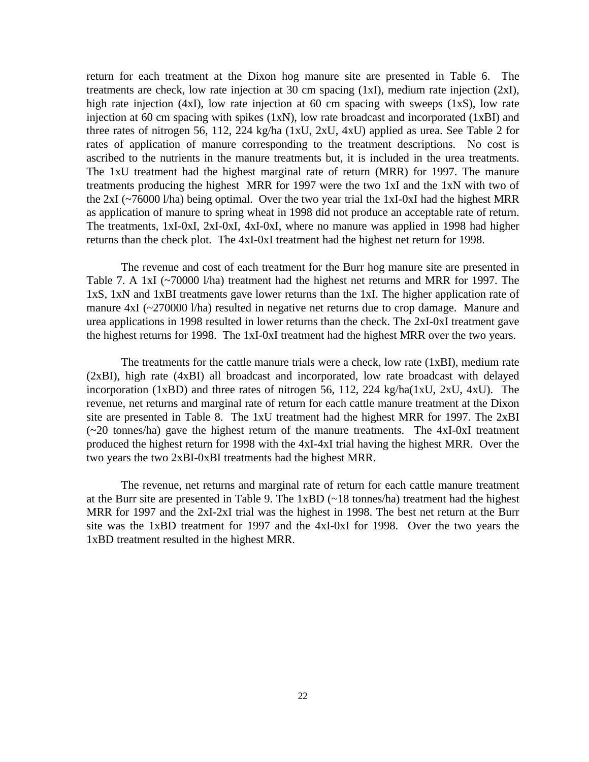return for each treatment at the Dixon hog manure site are presented in Table 6. The treatments are check, low rate injection at 30 cm spacing (1xI), medium rate injection (2xI), high rate injection (4xI), low rate injection at 60 cm spacing with sweeps (1xS), low rate injection at 60 cm spacing with spikes (1xN), low rate broadcast and incorporated (1xBI) and three rates of nitrogen 56, 112, 224 kg/ha (1xU, 2xU, 4xU) applied as urea. See Table 2 for rates of application of manure corresponding to the treatment descriptions. No cost is ascribed to the nutrients in the manure treatments but, it is included in the urea treatments. The 1xU treatment had the highest marginal rate of return (MRR) for 1997. The manure treatments producing the highest MRR for 1997 were the two 1xI and the 1xN with two of the 2xI (~76000 l/ha) being optimal. Over the two year trial the 1xI-0xI had the highest MRR as application of manure to spring wheat in 1998 did not produce an acceptable rate of return. The treatments, 1xI-0xI, 2xI-0xI, 4xI-0xI, where no manure was applied in 1998 had higher returns than the check plot. The 4xI-0xI treatment had the highest net return for 1998.

The revenue and cost of each treatment for the Burr hog manure site are presented in Table 7. A 1xI (~70000 l/ha) treatment had the highest net returns and MRR for 1997. The 1xS, 1xN and 1xBI treatments gave lower returns than the 1xI. The higher application rate of manure 4xI (~270000 l/ha) resulted in negative net returns due to crop damage. Manure and urea applications in 1998 resulted in lower returns than the check. The 2xI-0xI treatment gave the highest returns for 1998. The 1xI-0xI treatment had the highest MRR over the two years.

The treatments for the cattle manure trials were a check, low rate (1xBI), medium rate (2xBI), high rate (4xBI) all broadcast and incorporated, low rate broadcast with delayed incorporation (1xBD) and three rates of nitrogen 56, 112, 224 kg/ha(1xU, 2xU, 4xU). The revenue, net returns and marginal rate of return for each cattle manure treatment at the Dixon site are presented in Table 8. The 1xU treatment had the highest MRR for 1997. The 2xBI (~20 tonnes/ha) gave the highest return of the manure treatments. The 4xI-0xI treatment produced the highest return for 1998 with the 4xI-4xI trial having the highest MRR. Over the two years the two 2xBI-0xBI treatments had the highest MRR.

The revenue, net returns and marginal rate of return for each cattle manure treatment at the Burr site are presented in Table 9. The 1xBD (~18 tonnes/ha) treatment had the highest MRR for 1997 and the 2xI-2xI trial was the highest in 1998. The best net return at the Burr site was the 1xBD treatment for 1997 and the 4xI-0xI for 1998. Over the two years the 1xBD treatment resulted in the highest MRR.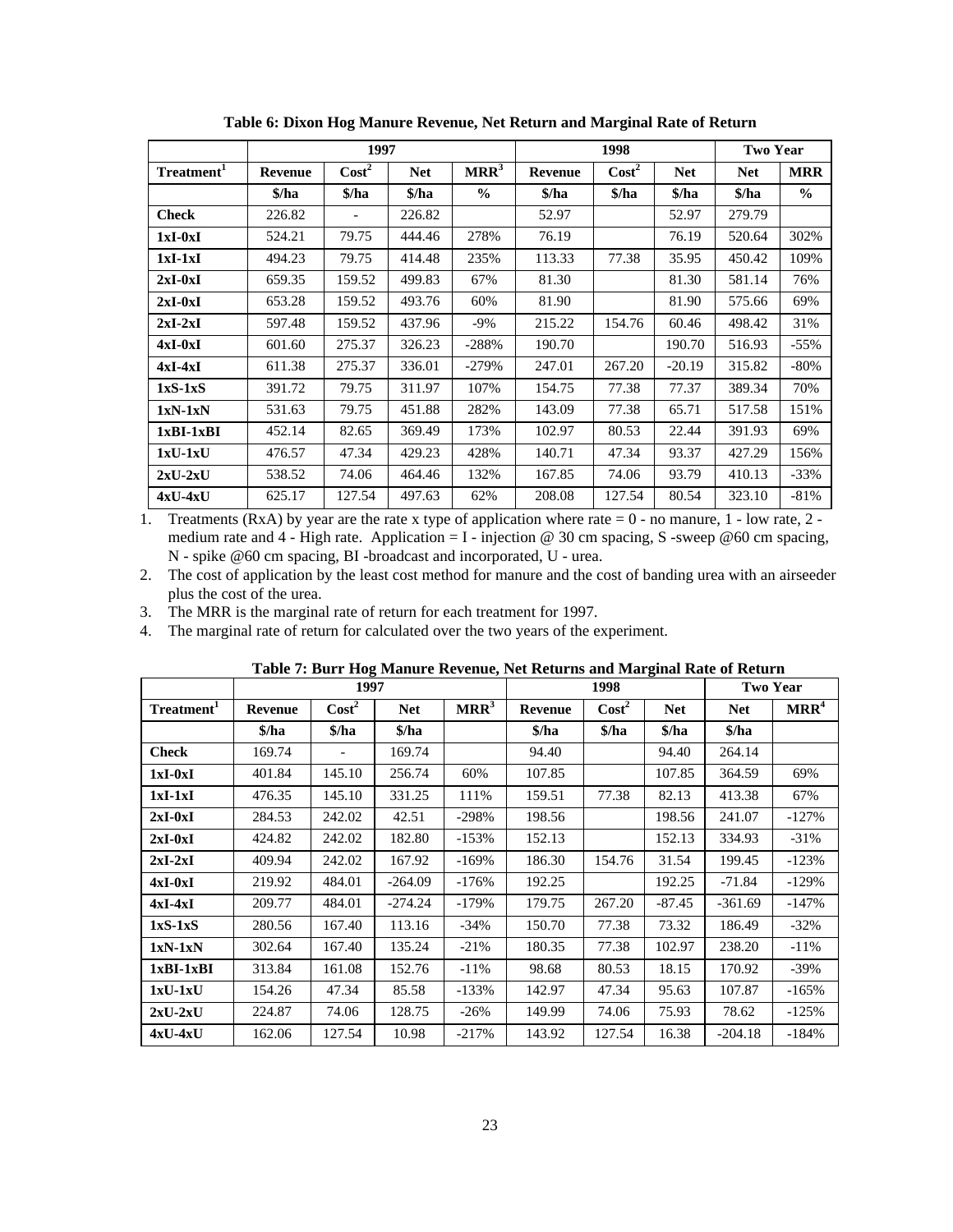**Table 6: Dixon Hog Manure Revenue, Net Return and Marginal Rate of Return**

| | 1997 | | | | 1998 | | | Two Year | |
|---|---|---|---|---|---|---|---|---|---|
| Treatment[1] | Revenue | Cost[2] | Net | MRR[3] | Revenue | Cost[2] | Net | Net | MRR |
| | $/ha | $/ha | $/ha | % | $/ha | $/ha | $/ha | $/ha | % |
| **Check** | 226.82 | - | 226.82 | | 52.97 | | 52.97 | 279.79 | |
| **1xI-0xI** | 524.21 | 79.75 | 444.46 | 278% | 76.19 | | 76.19 | 520.64 | 302% |
| **1xI-1xI** | 494.23 | 79.75 | 414.48 | 235% | 113.33 | 77.38 | 35.95 | 450.42 | 109% |
| **2xI-0xI** | 659.35 | 159.52 | 499.83 | 67% | 81.30 | | 81.30 | 581.14 | 76% |
| **2xI-0xI** | 653.28 | 159.52 | 493.76 | 60% | 81.90 | | 81.90 | 575.66 | 69% |
| **2xI-2xI** | 597.48 | 159.52 | 437.96 | -9% | 215.22 | 154.76 | 60.46 | 498.42 | 31% |
| **4xI-0xI** | 601.60 | 275.37 | 326.23 | -288% | 190.70 | | 190.70 | 516.93 | -55% |
| **4xI-4xI** | 611.38 | 275.37 | 336.01 | -279% | 247.01 | 267.20 | -20.19 | 315.82 | -80% |
| **1xS-1xS** | 391.72 | 79.75 | 311.97 | 107% | 154.75 | 77.38 | 77.37 | 389.34 | 70% |
| **1xN-1xN** | 531.63 | 79.75 | 451.88 | 282% | 143.09 | 77.38 | 65.71 | 517.58 | 151% |
| **1xBI-1xBI** | 452.14 | 82.65 | 369.49 | 173% | 102.97 | 80.53 | 22.44 | 391.93 | 69% |
| **1xU-1xU** | 476.57 | 47.34 | 429.23 | 428% | 140.71 | 47.34 | 93.37 | 427.29 | 156% |
| **2xU-2xU** | 538.52 | 74.06 | 464.46 | 132% | 167.85 | 74.06 | 93.79 | 410.13 | -33% |
| **4xU-4xU** | 625.17 | 127.54 | 497.63 | 62% | 208.08 | 127.54 | 80.54 | 323.10 | -81% |

1. Treatments (RxA) by year are the rate x type of application where rate = 0 - no manure, 1 - low rate, 2 - medium rate and 4 - High rate. Application = I - injection @ 30 cm spacing, S -sweep @60 cm spacing, N - spike @60 cm spacing, BI -broadcast and incorporated, U - urea.
2. The cost of application by the least cost method for manure and the cost of banding urea with an airseeder plus the cost of the urea.
3. The MRR is the marginal rate of return for each treatment for 1997.
4. The marginal rate of return for calculated over the two years of the experiment.

**Table 7: Burr Hog Manure Revenue, Net Returns and Marginal Rate of Return**

| | 1997 | | | | 1998 | | | Two Year | |
|---|---|---|---|---|---|---|---|---|---|
| Treatment[1] | Revenue | Cost[2] | Net | MRR[3] | Revenue | Cost[2] | Net | Net | MRR[4] |
| | $/ha | $/ha | $/ha | | $/ha | $/ha | $/ha | $/ha | |
| **Check** | 169.74 | - | 169.74 | | 94.40 | | 94.40 | 264.14 | |
| **1xI-0xI** | 401.84 | 145.10 | 256.74 | 60% | 107.85 | | 107.85 | 364.59 | 69% |
| **1xI-1xI** | 476.35 | 145.10 | 331.25 | 111% | 159.51 | 77.38 | 82.13 | 413.38 | 67% |
| **2xI-0xI** | 284.53 | 242.02 | 42.51 | -298% | 198.56 | | 198.56 | 241.07 | -127% |
| **2xI-0xI** | 424.82 | 242.02 | 182.80 | -153% | 152.13 | | 152.13 | 334.93 | -31% |
| **2xI-2xI** | 409.94 | 242.02 | 167.92 | -169% | 186.30 | 154.76 | 31.54 | 199.45 | -123% |
| **4xI-0xI** | 219.92 | 484.01 | -264.09 | -176% | 192.25 | | 192.25 | -71.84 | -129% |
| **4xI-4xI** | 209.77 | 484.01 | -274.24 | -179% | 179.75 | 267.20 | -87.45 | -361.69 | -147% |
| **1xS-1xS** | 280.56 | 167.40 | 113.16 | -34% | 150.70 | 77.38 | 73.32 | 186.49 | -32% |
| **1xN-1xN** | 302.64 | 167.40 | 135.24 | -21% | 180.35 | 77.38 | 102.97 | 238.20 | -11% |
| **1xBI-1xBI** | 313.84 | 161.08 | 152.76 | -11% | 98.68 | 80.53 | 18.15 | 170.92 | -39% |
| **1xU-1xU** | 154.26 | 47.34 | 85.58 | -133% | 142.97 | 47.34 | 95.63 | 107.87 | -165% |
| **2xU-2xU** | 224.87 | 74.06 | 128.75 | -26% | 149.99 | 74.06 | 75.93 | 78.62 | -125% |
| **4xU-4xU** | 162.06 | 127.54 | 10.98 | -217% | 143.92 | 127.54 | 16.38 | -204.18 | -184% |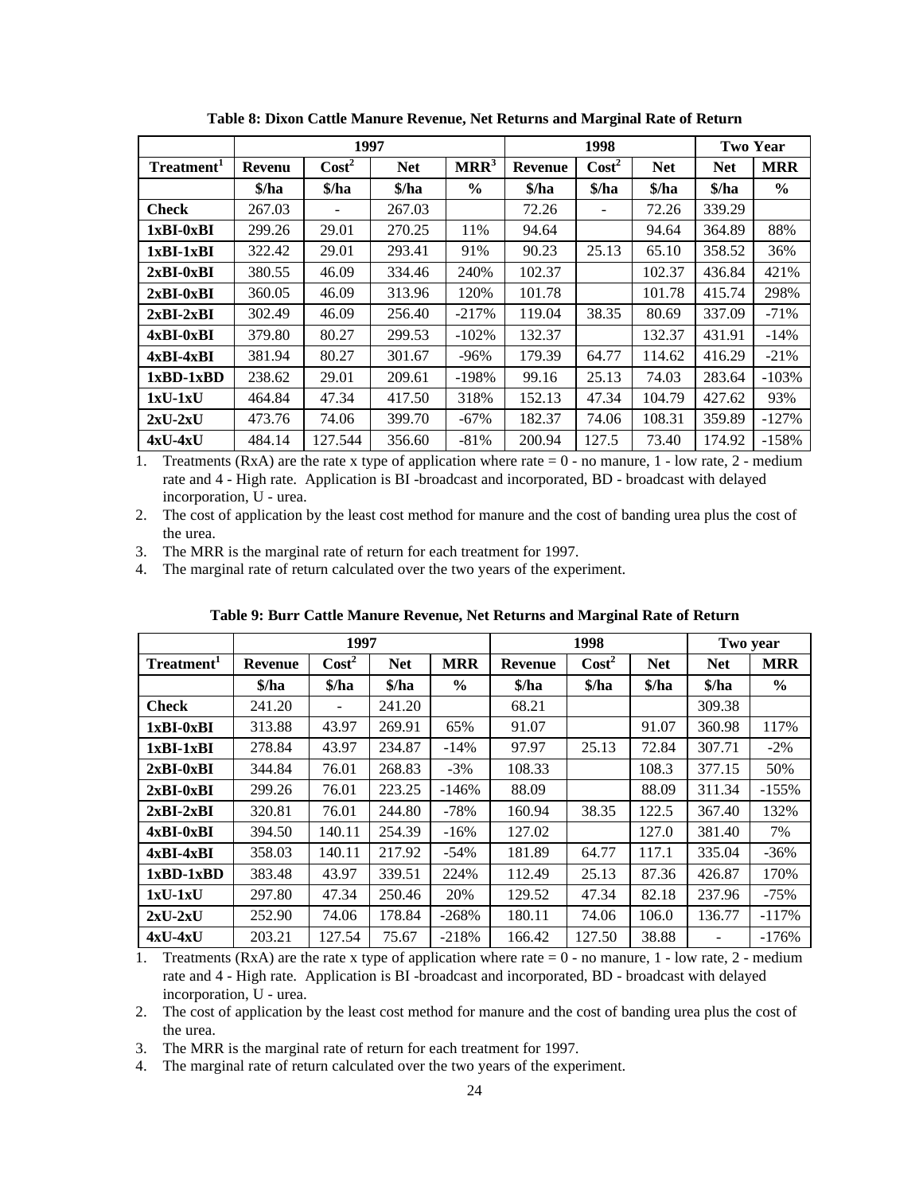**Table 8: Dixon Cattle Manure Revenue, Net Returns and Marginal Rate of Return**

| | 1997 | | | | 1998 | | | Two Year | |
|---|---|---|---|---|---|---|---|---|---|
| Treatment[1] | Revenu | Cost[2] | Net | MRR[3] | Revenue | Cost[2] | Net | Net | MRR |
| | $/ha | $/ha | $/ha | % | $/ha | $/ha | $/ha | $/ha | % |
| **Check** | 267.03 | - | 267.03 | | 72.26 | - | 72.26 | 339.29 | |
| **1xBI-0xBI** | 299.26 | 29.01 | 270.25 | 11% | 94.64 | | 94.64 | 364.89 | 88% |
| **1xBI-1xBI** | 322.42 | 29.01 | 293.41 | 91% | 90.23 | 25.13 | 65.10 | 358.52 | 36% |
| **2xBI-0xBI** | 380.55 | 46.09 | 334.46 | 240% | 102.37 | | 102.37 | 436.84 | 421% |
| **2xBI-0xBI** | 360.05 | 46.09 | 313.96 | 120% | 101.78 | | 101.78 | 415.74 | 298% |
| **2xBI-2xBI** | 302.49 | 46.09 | 256.40 | -217% | 119.04 | 38.35 | 80.69 | 337.09 | -71% |
| **4xBI-0xBI** | 379.80 | 80.27 | 299.53 | -102% | 132.37 | | 132.37 | 431.91 | -14% |
| **4xBI-4xBI** | 381.94 | 80.27 | 301.67 | -96% | 179.39 | 64.77 | 114.62 | 416.29 | -21% |
| **1xBD-1xBD** | 238.62 | 29.01 | 209.61 | -198% | 99.16 | 25.13 | 74.03 | 283.64 | -103% |
| **1xU-1xU** | 464.84 | 47.34 | 417.50 | 318% | 152.13 | 47.34 | 104.79 | 427.62 | 93% |
| **2xU-2xU** | 473.76 | 74.06 | 399.70 | -67% | 182.37 | 74.06 | 108.31 | 359.89 | -127% |
| **4xU-4xU** | 484.14 | 127.544 | 356.60 | -81% | 200.94 | 127.5 | 73.40 | 174.92 | -158% |

1. Treatments (RxA) are the rate x type of application where rate = 0 - no manure, 1 - low rate, 2 - medium rate and 4 - High rate. Application is BI -broadcast and incorporated, BD - broadcast with delayed incorporation, U - urea.
2. The cost of application by the least cost method for manure and the cost of banding urea plus the cost of the urea.
3. The MRR is the marginal rate of return for each treatment for 1997.
4. The marginal rate of return calculated over the two years of the experiment.

**Table 9: Burr Cattle Manure Revenue, Net Returns and Marginal Rate of Return**

| | 1997 | | | | 1998 | | | Two year | |
|---|---|---|---|---|---|---|---|---|---|
| Treatment[1] | Revenue | Cost[2] | Net | MRR | Revenue | Cost[2] | Net | Net | MRR |
| | $/ha | $/ha | $/ha | % | $/ha | $/ha | $/ha | $/ha | % |
| **Check** | 241.20 | - | 241.20 | | 68.21 | | | 309.38 | |
| **1xBI-0xBI** | 313.88 | 43.97 | 269.91 | 65% | 91.07 | | 91.07 | 360.98 | 117% |
| **1xBI-1xBI** | 278.84 | 43.97 | 234.87 | -14% | 97.97 | 25.13 | 72.84 | 307.71 | -2% |
| **2xBI-0xBI** | 344.84 | 76.01 | 268.83 | -3% | 108.33 | | 108.3 | 377.15 | 50% |
| **2xBI-0xBI** | 299.26 | 76.01 | 223.25 | -146% | 88.09 | | 88.09 | 311.34 | -155% |
| **2xBI-2xBI** | 320.81 | 76.01 | 244.80 | -78% | 160.94 | 38.35 | 122.5 | 367.40 | 132% |
| **4xBI-0xBI** | 394.50 | 140.11 | 254.39 | -16% | 127.02 | | 127.0 | 381.40 | 7% |
| **4xBI-4xBI** | 358.03 | 140.11 | 217.92 | -54% | 181.89 | 64.77 | 117.1 | 335.04 | -36% |
| **1xBD-1xBD** | 383.48 | 43.97 | 339.51 | 224% | 112.49 | 25.13 | 87.36 | 426.87 | 170% |
| **1xU-1xU** | 297.80 | 47.34 | 250.46 | 20% | 129.52 | 47.34 | 82.18 | 237.96 | -75% |
| **2xU-2xU** | 252.90 | 74.06 | 178.84 | -268% | 180.11 | 74.06 | 106.0 | 136.77 | -117% |
| **4xU-4xU** | 203.21 | 127.54 | 75.67 | -218% | 166.42 | 127.50 | 38.88 | - | -176% |

1. Treatments (RxA) are the rate x type of application where rate = 0 - no manure, 1 - low rate, 2 - medium rate and 4 - High rate. Application is BI -broadcast and incorporated, BD - broadcast with delayed incorporation, U - urea.
2. The cost of application by the least cost method for manure and the cost of banding urea plus the cost of the urea.
3. The MRR is the marginal rate of return for each treatment for 1997.
4. The marginal rate of return calculated over the two years of the experiment.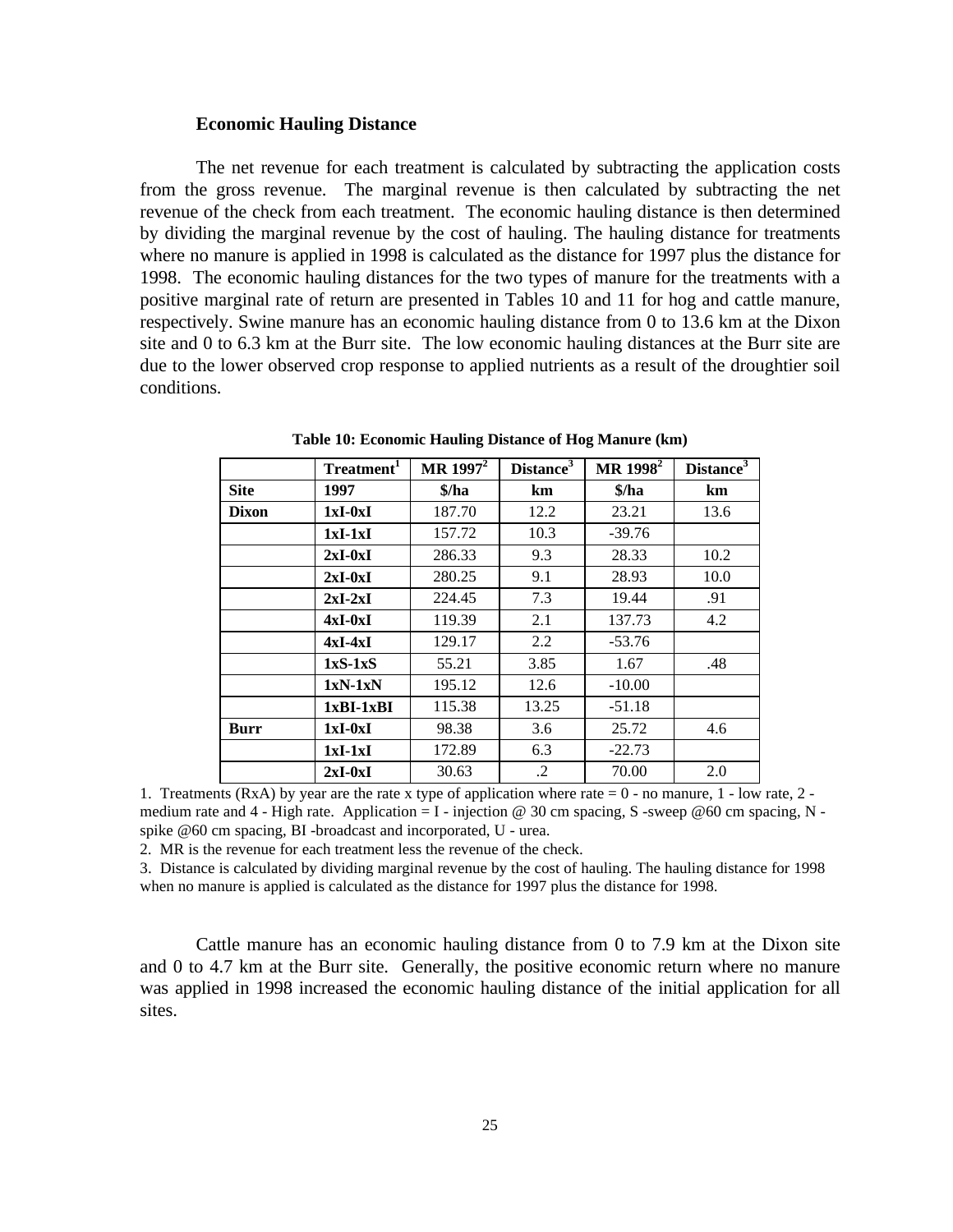### Economic Hauling Distance

The net revenue for each treatment is calculated by subtracting the application costs from the gross revenue. The marginal revenue is then calculated by subtracting the net revenue of the check from each treatment. The economic hauling distance is then determined by dividing the marginal revenue by the cost of hauling. The hauling distance for treatments where no manure is applied in 1998 is calculated as the distance for 1997 plus the distance for 1998. The economic hauling distances for the two types of manure for the treatments with a positive marginal rate of return are presented in Tables 10 and 11 for hog and cattle manure, respectively. Swine manure has an economic hauling distance from 0 to 13.6 km at the Dixon site and 0 to 6.3 km at the Burr site. The low economic hauling distances at the Burr site are due to the lower observed crop response to applied nutrients as a result of the droughtier soil conditions.

**Table 10: Economic Hauling Distance of Hog Manure (km)**

| | Treatment[1] | MR 1997[2] | Distance[3] | MR 1998[2] | Distance[3] |
|---|---|---|---|---|---|
| **Site** | **1997** | **$/ha** | **km** | **$/ha** | **km** |
| **Dixon** | **1xI-0xI** | 187.70 | 12.2 | 23.21 | 13.6 |
| | **1xI-1xI** | 157.72 | 10.3 | -39.76 | |
| | **2xI-0xI** | 286.33 | 9.3 | 28.33 | 10.2 |
| | **2xI-0xI** | 280.25 | 9.1 | 28.93 | 10.0 |
| | **2xI-2xI** | 224.45 | 7.3 | 19.44 | .91 |
| | **4xI-0xI** | 119.39 | 2.1 | 137.73 | 4.2 |
| | **4xI-4xI** | 129.17 | 2.2 | -53.76 | |
| | **1xS-1xS** | 55.21 | 3.85 | 1.67 | .48 |
| | **1xN-1xN** | 195.12 | 12.6 | -10.00 | |
| | **1xBI-1xBI** | 115.38 | 13.25 | -51.18 | |
| **Burr** | **1xI-0xI** | 98.38 | 3.6 | 25.72 | 4.6 |
| | **1xI-1xI** | 172.89 | 6.3 | -22.73 | |
| | **2xI-0xI** | 30.63 | .2 | 70.00 | 2.0 |

1. Treatments (RxA) by year are the rate x type of application where rate = 0 - no manure, 1 - low rate, 2 - medium rate and 4 - High rate. Application = I - injection @ 30 cm spacing, S -sweep @60 cm spacing, N - spike @60 cm spacing, BI -broadcast and incorporated, U - urea.

2. MR is the revenue for each treatment less the revenue of the check.

3. Distance is calculated by dividing marginal revenue by the cost of hauling. The hauling distance for 1998 when no manure is applied is calculated as the distance for 1997 plus the distance for 1998.

Cattle manure has an economic hauling distance from 0 to 7.9 km at the Dixon site and 0 to 4.7 km at the Burr site. Generally, the positive economic return where no manure was applied in 1998 increased the economic hauling distance of the initial application for all sites.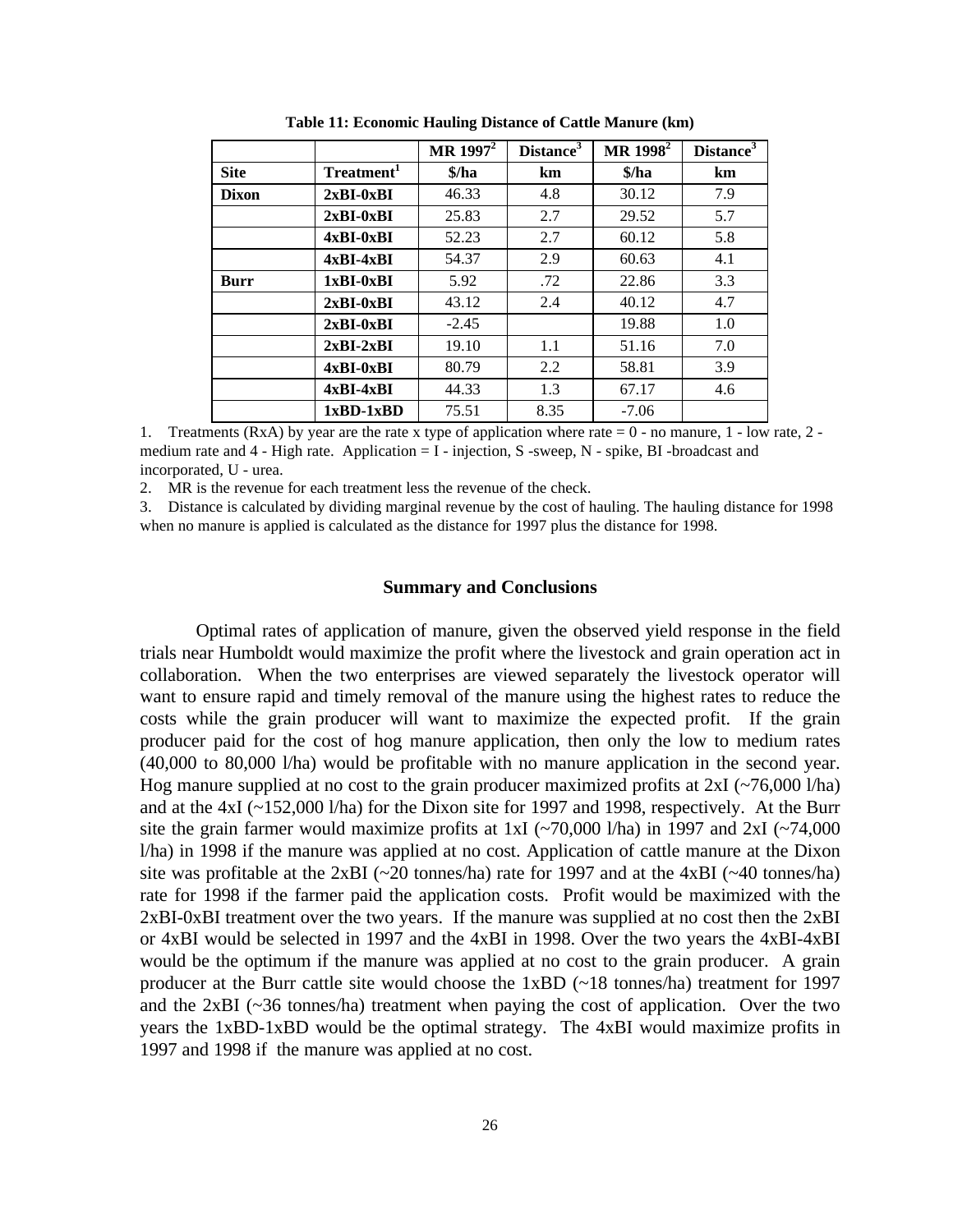**Table 11: Economic Hauling Distance of Cattle Manure (km)**

| | | MR 1997[2] | Distance[3] | MR 1998[2] | Distance[3] |
|---|---|---|---|---|---|
| **Site** | **Treatment[1]** | **\$/ha** | **km** | **\$/ha** | **km** |
| **Dixon** | **2xBI-0xBI** | 46.33 | 4.8 | 30.12 | 7.9 |
| | **2xBI-0xBI** | 25.83 | 2.7 | 29.52 | 5.7 |
| | **4xBI-0xBI** | 52.23 | 2.7 | 60.12 | 5.8 |
| | **4xBI-4xBI** | 54.37 | 2.9 | 60.63 | 4.1 |
| **Burr** | **1xBI-0xBI** | 5.92 | .72 | 22.86 | 3.3 |
| | **2xBI-0xBI** | 43.12 | 2.4 | 40.12 | 4.7 |
| | **2xBI-0xBI** | -2.45 | | 19.88 | 1.0 |
| | **2xBI-2xBI** | 19.10 | 1.1 | 51.16 | 7.0 |
| | **4xBI-0xBI** | 80.79 | 2.2 | 58.81 | 3.9 |
| | **4xBI-4xBI** | 44.33 | 1.3 | 67.17 | 4.6 |
| | **1xBD-1xBD** | 75.51 | 8.35 | -7.06 | |

1. Treatments (RxA) by year are the rate x type of application where rate = 0 - no manure, 1 - low rate, 2 - medium rate and 4 - High rate. Application = I - injection, S -sweep, N - spike, BI -broadcast and incorporated, U - urea.
2. MR is the revenue for each treatment less the revenue of the check.
3. Distance is calculated by dividing marginal revenue by the cost of hauling. The hauling distance for 1998 when no manure is applied is calculated as the distance for 1997 plus the distance for 1998.

## Summary and Conclusions

Optimal rates of application of manure, given the observed yield response in the field trials near Humboldt would maximize the profit where the livestock and grain operation act in collaboration. When the two enterprises are viewed separately the livestock operator will want to ensure rapid and timely removal of the manure using the highest rates to reduce the costs while the grain producer will want to maximize the expected profit. If the grain producer paid for the cost of hog manure application, then only the low to medium rates (40,000 to 80,000 l/ha) would be profitable with no manure application in the second year. Hog manure supplied at no cost to the grain producer maximized profits at 2xI (~76,000 l/ha) and at the 4xI (~152,000 l/ha) for the Dixon site for 1997 and 1998, respectively. At the Burr site the grain farmer would maximize profits at 1xI (~70,000 l/ha) in 1997 and 2xI (~74,000 l/ha) in 1998 if the manure was applied at no cost. Application of cattle manure at the Dixon site was profitable at the 2xBI (~20 tonnes/ha) rate for 1997 and at the 4xBI (~40 tonnes/ha) rate for 1998 if the farmer paid the application costs. Profit would be maximized with the 2xBI-0xBI treatment over the two years. If the manure was supplied at no cost then the 2xBI or 4xBI would be selected in 1997 and the 4xBI in 1998. Over the two years the 4xBI-4xBI would be the optimum if the manure was applied at no cost to the grain producer. A grain producer at the Burr cattle site would choose the 1xBD (~18 tonnes/ha) treatment for 1997 and the 2xBI (~36 tonnes/ha) treatment when paying the cost of application. Over the two years the 1xBD-1xBD would be the optimal strategy. The 4xBI would maximize profits in 1997 and 1998 if the manure was applied at no cost.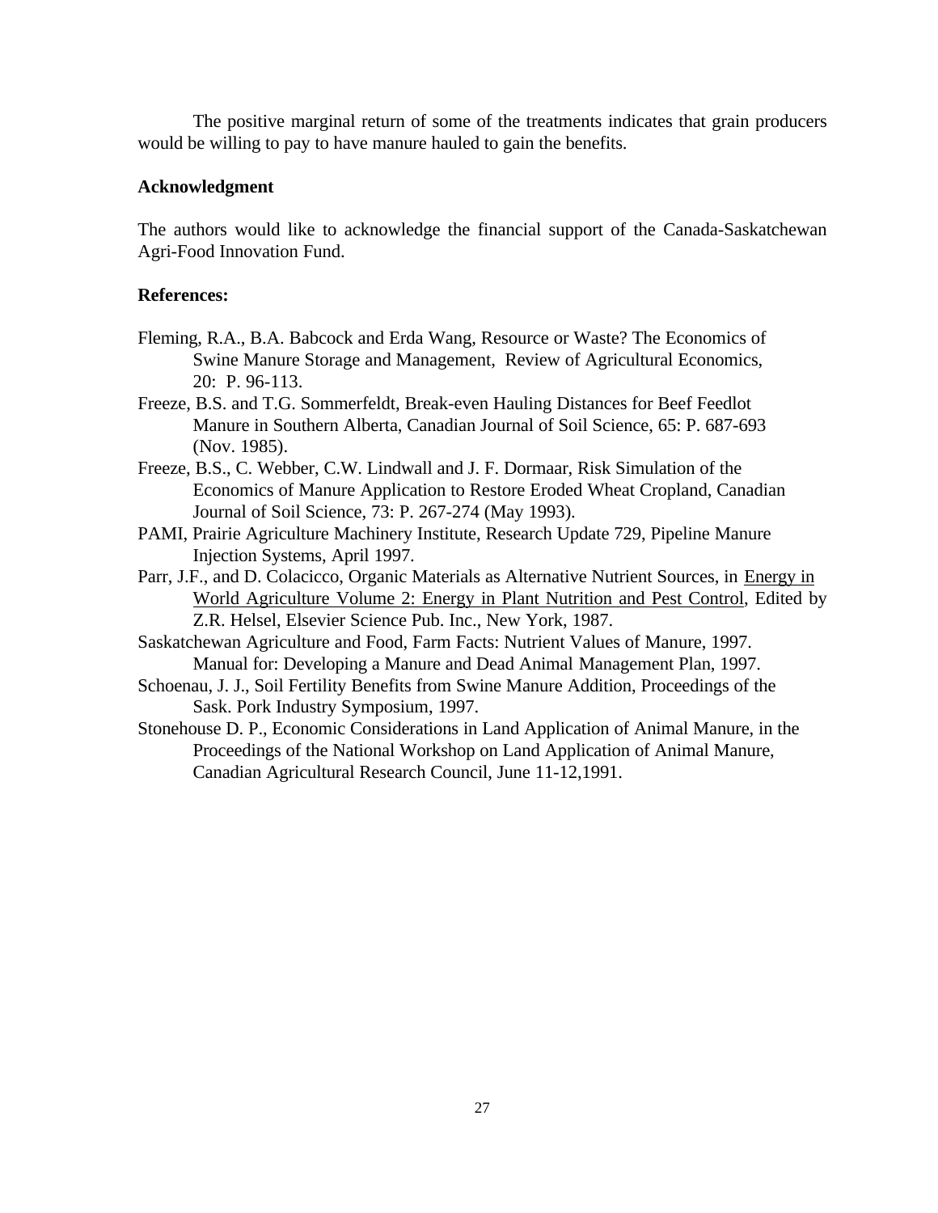The positive marginal return of some of the treatments indicates that grain producers would be willing to pay to have manure hauled to gain the benefits.

**Acknowledgment**

The authors would like to acknowledge the financial support of the Canada-Saskatchewan Agri-Food Innovation Fund.

**References:**

Fleming, R.A., B.A. Babcock and Erda Wang, Resource or Waste? The Economics of Swine Manure Storage and Management, Review of Agricultural Economics, 20: P. 96-113.

Freeze, B.S. and T.G. Sommerfeldt, Break-even Hauling Distances for Beef Feedlot Manure in Southern Alberta, Canadian Journal of Soil Science, 65: P. 687-693 (Nov. 1985).

Freeze, B.S., C. Webber, C.W. Lindwall and J. F. Dormaar, Risk Simulation of the Economics of Manure Application to Restore Eroded Wheat Cropland, Canadian Journal of Soil Science, 73: P. 267-274 (May 1993).

PAMI, Prairie Agriculture Machinery Institute, Research Update 729, Pipeline Manure Injection Systems, April 1997.

Parr, J.F., and D. Colacicco, Organic Materials as Alternative Nutrient Sources, in Energy in World Agriculture Volume 2: Energy in Plant Nutrition and Pest Control, Edited by Z.R. Helsel, Elsevier Science Pub. Inc., New York, 1987.

Saskatchewan Agriculture and Food, Farm Facts: Nutrient Values of Manure, 1997. Manual for: Developing a Manure and Dead Animal Management Plan, 1997.

Schoenau, J. J., Soil Fertility Benefits from Swine Manure Addition, Proceedings of the Sask. Pork Industry Symposium, 1997.

Stonehouse D. P., Economic Considerations in Land Application of Animal Manure, in the Proceedings of the National Workshop on Land Application of Animal Manure, Canadian Agricultural Research Council, June 11-12,1991.